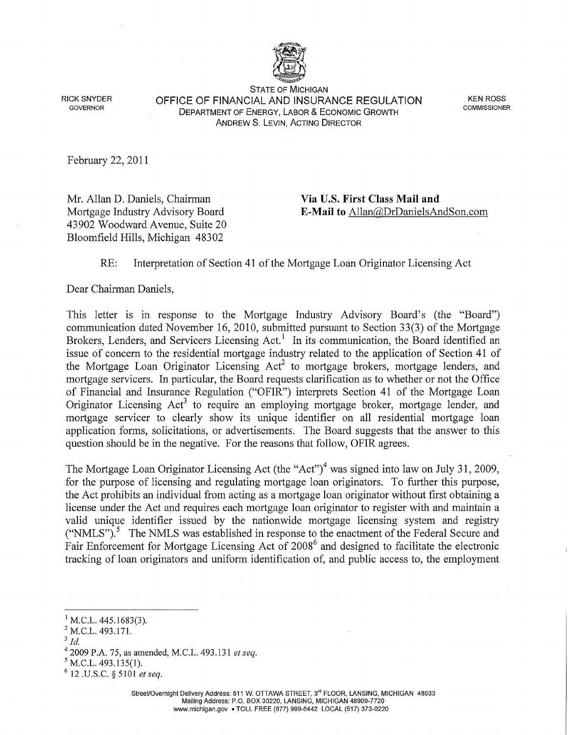RICK SNYDER
GOVERNOR

STATE OF MICHIGAN
OFFICE OF FINANCIAL AND INSURANCE REGULATION
DEPARTMENT OF ENERGY, LABOR & ECONOMIC GROWTH
ANDREW S. LEVIN, ACTING DIRECTOR

KEN ROSS
COMMISSIONER

February 22, 2011

Mr. Allan D. Daniels, Chairman
Mortgage Industry Advisory Board
43902 Woodward Avenue, Suite 20
Bloomfield Hills, Michigan 48302

**Via U.S. First Class Mail and**
**E-Mail to** Allan@DrDanielsAndSon.com

RE: Interpretation of Section 41 of the Mortgage Loan Originator Licensing Act

Dear Chairman Daniels,

This letter is in response to the Mortgage Industry Advisory Board's (the "Board") communication dated November 16, 2010, submitted pursuant to Section 33(3) of the Mortgage Brokers, Lenders, and Servicers Licensing Act.[1] In its communication, the Board identified an issue of concern to the residential mortgage industry related to the application of Section 41 of the Mortgage Loan Originator Licensing Act[2] to mortgage brokers, mortgage lenders, and mortgage servicers. In particular, the Board requests clarification as to whether or not the Office of Financial and Insurance Regulation ("OFIR") interprets Section 41 of the Mortgage Loan Originator Licensing Act[3] to require an employing mortgage broker, mortgage lender, and mortgage servicer to clearly show its unique identifier on all residential mortgage loan application forms, solicitations, or advertisements. The Board suggests that the answer to this question should be in the negative. For the reasons that follow, OFIR agrees.

The Mortgage Loan Originator Licensing Act (the "Act")[4] was signed into law on July 31, 2009, for the purpose of licensing and regulating mortgage loan originators. To further this purpose, the Act prohibits an individual from acting as a mortgage loan originator without first obtaining a license under the Act and requires each mortgage loan originator to register with and maintain a valid unique identifier issued by the nationwide mortgage licensing system and registry ("NMLS").[5] The NMLS was established in response to the enactment of the Federal Secure and Fair Enforcement for Mortgage Licensing Act of 2008[6] and designed to facilitate the electronic tracking of loan originators and uniform identification of, and public access to, the employment

---

[1] M.C.L. 445.1683(3).
[2] M.C.L. 493.171.
[3] *Id.*
[4] 2009 P.A. 75, as amended, M.C.L. 493.131 *et seq.*
[5] M.C.L. 493.135(1).
[6] 12 .U.S.C. § 5101 *et seq.*

Street/Overnight Delivery Address: 611 W. OTTAWA STREET, 3rd FLOOR, LANSING, MICHIGAN 48933
Mailing Address: P.O. BOX 30220, LANSING, MICHIGAN 48909-7720
www.michigan.gov • TOLL FREE (877) 999-6442 LOCAL (517) 373-0220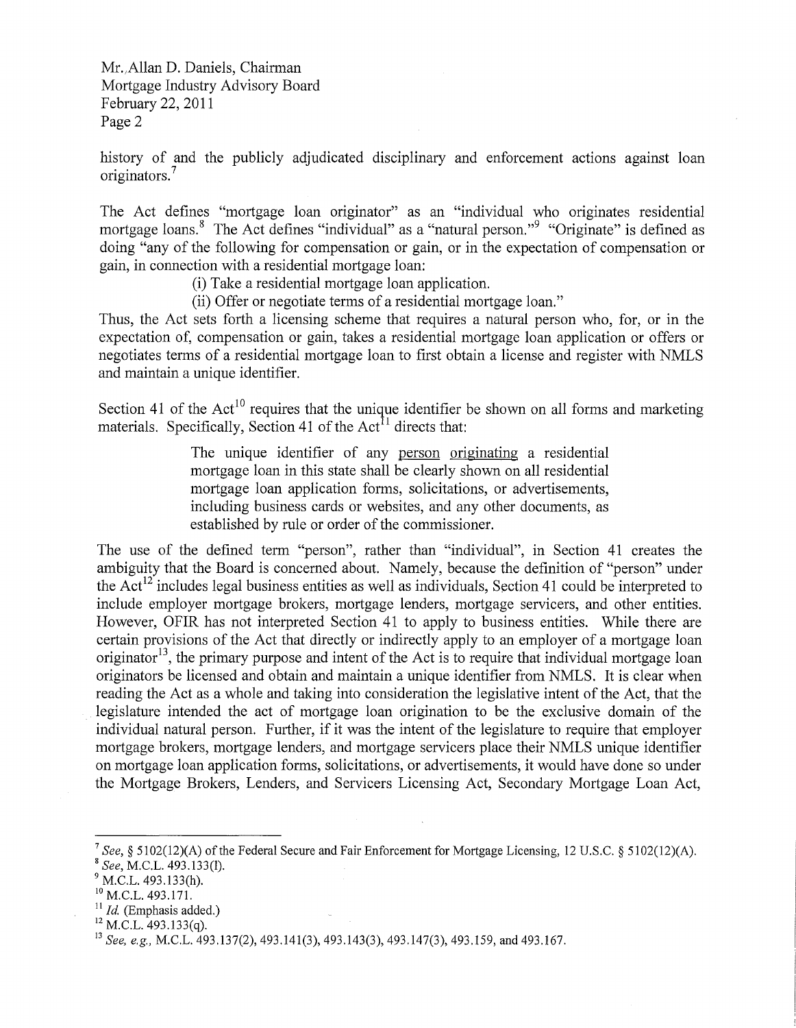Mr. Allan D. Daniels, Chairman
Mortgage Industry Advisory Board
February 22, 2011
Page 2

history of and the publicly adjudicated disciplinary and enforcement actions against loan originators.[7]

The Act defines "mortgage loan originator" as an "individual who originates residential mortgage loans.[8] The Act defines "individual" as a "natural person."[9] "Originate" is defined as doing "any of the following for compensation or gain, or in the expectation of compensation or gain, in connection with a residential mortgage loan:

> (i) Take a residential mortgage loan application.
>
> (ii) Offer or negotiate terms of a residential mortgage loan."

Thus, the Act sets forth a licensing scheme that requires a natural person who, for, or in the expectation of, compensation or gain, takes a residential mortgage loan application or offers or negotiates terms of a residential mortgage loan to first obtain a license and register with NMLS and maintain a unique identifier.

Section 41 of the Act[10] requires that the unique identifier be shown on all forms and marketing materials. Specifically, Section 41 of the Act[11] directs that:

> The unique identifier of any <u>person</u> <u>originating</u> a residential mortgage loan in this state shall be clearly shown on all residential mortgage loan application forms, solicitations, or advertisements, including business cards or websites, and any other documents, as established by rule or order of the commissioner.

The use of the defined term "person", rather than "individual", in Section 41 creates the ambiguity that the Board is concerned about. Namely, because the definition of "person" under the Act[12] includes legal business entities as well as individuals, Section 41 could be interpreted to include employer mortgage brokers, mortgage lenders, mortgage servicers, and other entities. However, OFIR has not interpreted Section 41 to apply to business entities. While there are certain provisions of the Act that directly or indirectly apply to an employer of a mortgage loan originator[13], the primary purpose and intent of the Act is to require that individual mortgage loan originators be licensed and obtain and maintain a unique identifier from NMLS. It is clear when reading the Act as a whole and taking into consideration the legislative intent of the Act, that the legislature intended the act of mortgage loan origination to be the exclusive domain of the individual natural person. Further, if it was the intent of the legislature to require that employer mortgage brokers, mortgage lenders, and mortgage servicers place their NMLS unique identifier on mortgage loan application forms, solicitations, or advertisements, it would have done so under the Mortgage Brokers, Lenders, and Servicers Licensing Act, Secondary Mortgage Loan Act,

---

[7] *See*, § 5102(12)(A) of the Federal Secure and Fair Enforcement for Mortgage Licensing, 12 U.S.C. § 5102(12)(A).

[8] *See*, M.C.L. 493.133(l).

[9] M.C.L. 493.133(h).

[10] M.C.L. 493.171.

[11] *Id.* (Emphasis added.)

[12] M.C.L. 493.133(q).

[13] *See, e.g.*, M.C.L. 493.137(2), 493.141(3), 493.143(3), 493.147(3), 493.159, and 493.167.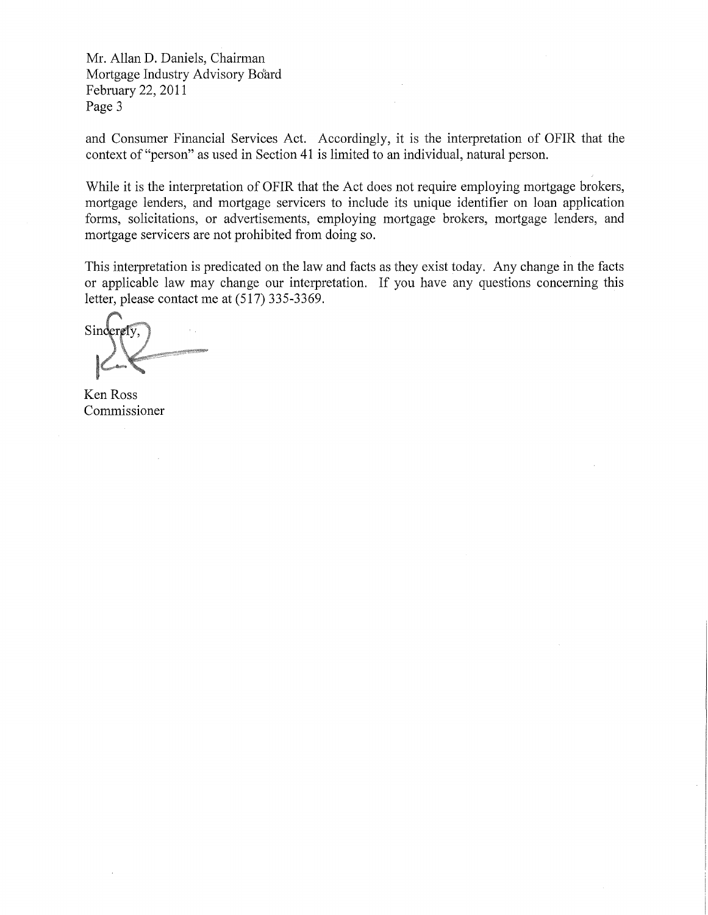and Consumer Financial Services Act. Accordingly, it is the interpretation of OFIR that the context of "person" as used in Section 41 is limited to an individual, natural person.

While it is the interpretation of OFIR that the Act does not require employing mortgage brokers, mortgage lenders, and mortgage servicers to include its unique identifier on loan application forms, solicitations, or advertisements, employing mortgage brokers, mortgage lenders, and mortgage servicers are not prohibited from doing so.

This interpretation is predicated on the law and facts as they exist today. Any change in the facts or applicable law may change our interpretation. If you have any questions concerning this letter, please contact me at (517) 335-3369.

Sincerely,

Ken Ross
Commissioner